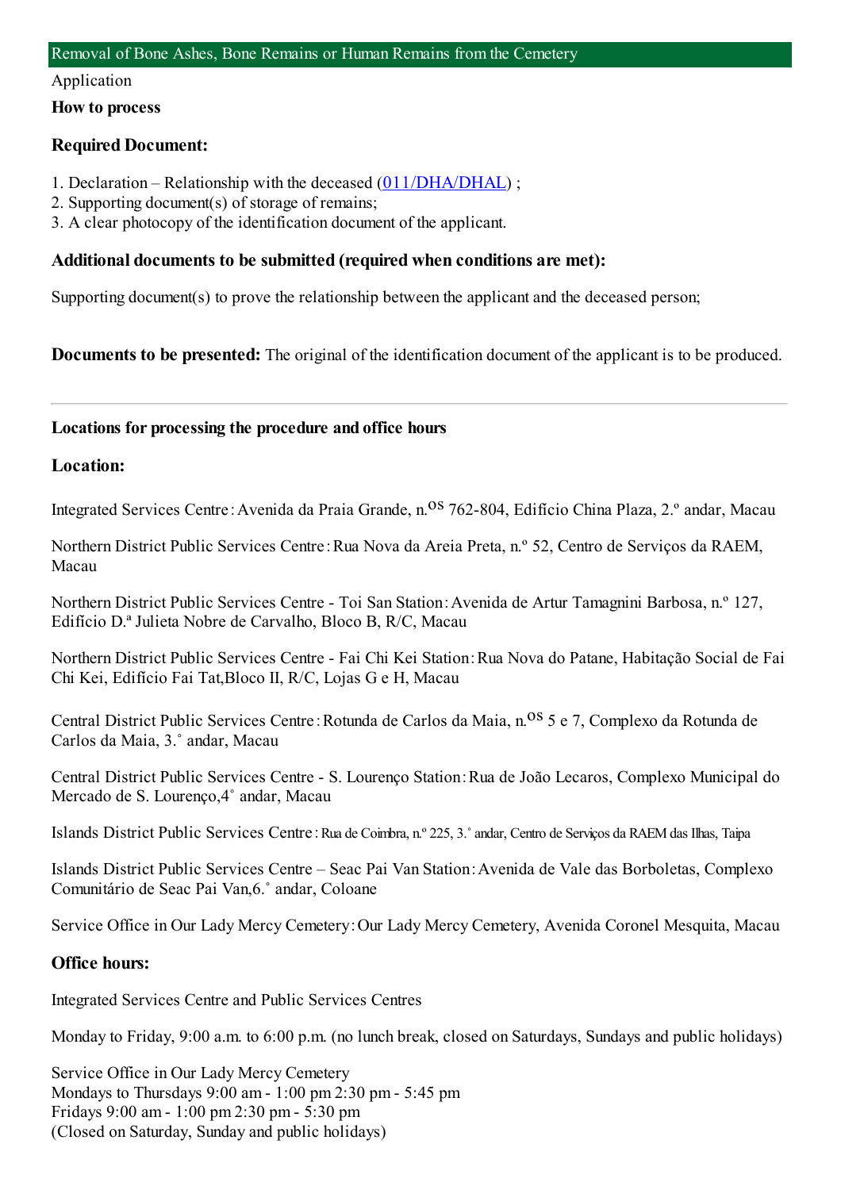## Removal of Bone Ashes, Bone Remains or Human Remains from the Cemetery

Application

**How to process**

### Required Document:

1. Declaration – Relationship with the deceased (011/DHA/DHAL) ;
2. Supporting document(s) of storage of remains;
3. A clear photocopy of the identification document of the applicant.

### Additional documents to be submitted (required when conditions are met):

Supporting document(s) to prove the relationship between the applicant and the deceased person;

**Documents to be presented:** The original of the identification document of the applicant is to be produced.

---

**Locations for processing the procedure and office hours**

### Location:

Integrated Services Centre : Avenida da Praia Grande, n.os 762-804, Edifício China Plaza, 2.º andar, Macau

Northern District Public Services Centre : Rua Nova da Areia Preta, n.º 52, Centro de Serviços da RAEM, Macau

Northern District Public Services Centre - Toi San Station : Avenida de Artur Tamagnini Barbosa, n.º 127, Edifício D.ª Julieta Nobre de Carvalho, Bloco B, R/C, Macau

Northern District Public Services Centre - Fai Chi Kei Station : Rua Nova do Patane, Habitação Social de Fai Chi Kei, Edifício Fai Tat,Bloco II, R/C, Lojas G e H, Macau

Central District Public Services Centre : Rotunda de Carlos da Maia, n.os 5 e 7, Complexo da Rotunda de Carlos da Maia, 3.˚ andar, Macau

Central District Public Services Centre - S. Lourenço Station : Rua de João Lecaros, Complexo Municipal do Mercado de S. Lourenço,4˚ andar, Macau

Islands District Public Services Centre : Rua de Coimbra, n.º 225, 3.˚ andar, Centro de Serviços da RAEM das Ilhas, Taipa

Islands District Public Services Centre – Seac Pai Van Station : Avenida de Vale das Borboletas, Complexo Comunitário de Seac Pai Van,6.˚ andar, Coloane

Service Office in Our Lady Mercy Cemetery : Our Lady Mercy Cemetery, Avenida Coronel Mesquita, Macau

### Office hours:

Integrated Services Centre and Public Services Centres

Monday to Friday, 9:00 a.m. to 6:00 p.m. (no lunch break, closed on Saturdays, Sundays and public holidays)

Service Office in Our Lady Mercy Cemetery
Mondays to Thursdays 9:00 am - 1:00 pm 2:30 pm - 5:45 pm
Fridays 9:00 am - 1:00 pm 2:30 pm - 5:30 pm
(Closed on Saturday, Sunday and public holidays)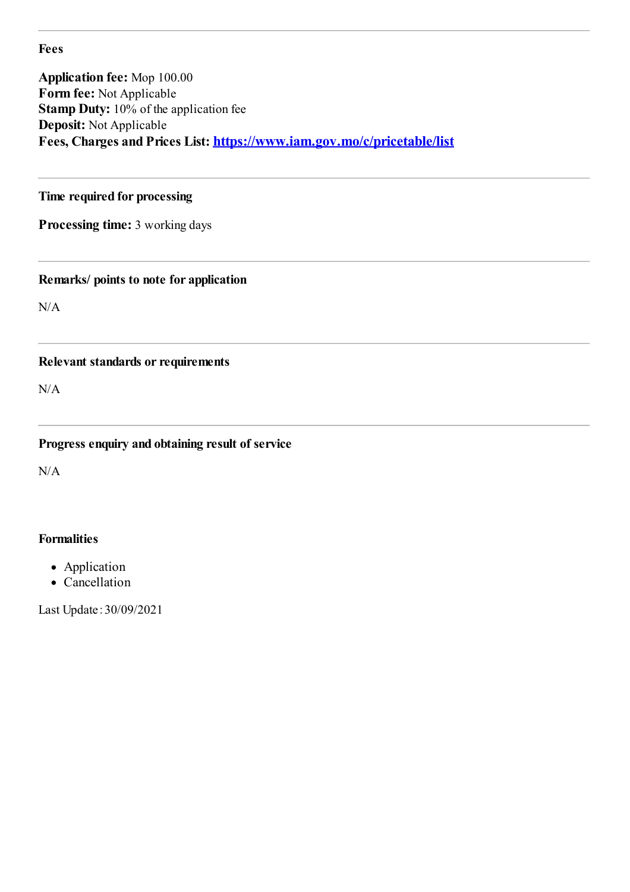## Fees

**Application fee:** Mop 100.00
**Form fee:** Not Applicable
**Stamp Duty:** 10% of the application fee
**Deposit:** Not Applicable
**Fees, Charges and Prices List:** **[https://www.iam.gov.mo/c/pricetable/list](https://www.iam.gov.mo/c/pricetable/list)**

## Time required for processing

**Processing time:** 3 working days

## Remarks/ points to note for application

N/A

## Relevant standards or requirements

N/A

## Progress enquiry and obtaining result of service

N/A

## Formalities

- Application
- Cancellation

Last Update : 30/09/2021